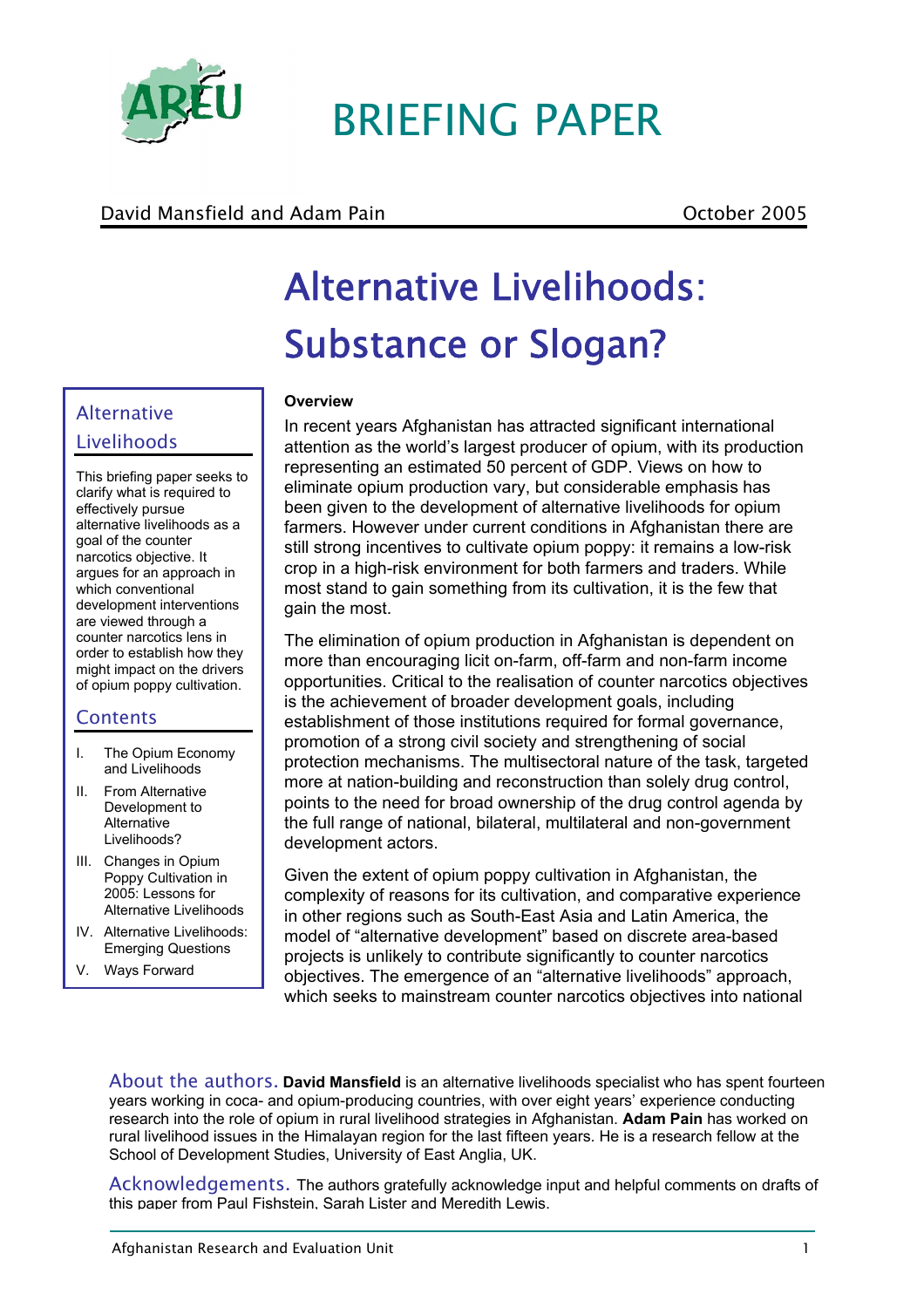AREU

# BRIEFING PAPER

David Mansfield and Adam Pain — October 2005

# Alternative Livelihoods: Substance or Slogan?

## Alternative Livelihoods

This briefing paper seeks to clarify what is required to effectively pursue alternative livelihoods as a goal of the counter narcotics objective. It argues for an approach in which conventional development interventions are viewed through a counter narcotics lens in order to establish how they might impact on the drivers of opium poppy cultivation.

## Contents

I. The Opium Economy and Livelihoods

II. From Alternative Development to Alternative Livelihoods?

III. Changes in Opium Poppy Cultivation in 2005: Lessons for Alternative Livelihoods

IV. Alternative Livelihoods: Emerging Questions

V. Ways Forward

**Overview**

In recent years Afghanistan has attracted significant international attention as the world's largest producer of opium, with its production representing an estimated 50 percent of GDP. Views on how to eliminate opium production vary, but considerable emphasis has been given to the development of alternative livelihoods for opium farmers. However under current conditions in Afghanistan there are still strong incentives to cultivate opium poppy: it remains a low-risk crop in a high-risk environment for both farmers and traders. While most stand to gain something from its cultivation, it is the few that gain the most.

The elimination of opium production in Afghanistan is dependent on more than encouraging licit on-farm, off-farm and non-farm income opportunities. Critical to the realisation of counter narcotics objectives is the achievement of broader development goals, including establishment of those institutions required for formal governance, promotion of a strong civil society and strengthening of social protection mechanisms. The multisectoral nature of the task, targeted more at nation-building and reconstruction than solely drug control, points to the need for broad ownership of the drug control agenda by the full range of national, bilateral, multilateral and non-government development actors.

Given the extent of opium poppy cultivation in Afghanistan, the complexity of reasons for its cultivation, and comparative experience in other regions such as South-East Asia and Latin America, the model of "alternative development" based on discrete area-based projects is unlikely to contribute significantly to counter narcotics objectives. The emergence of an "alternative livelihoods" approach, which seeks to mainstream counter narcotics objectives into national

**About the authors.** **David Mansfield** is an alternative livelihoods specialist who has spent fourteen years working in coca- and opium-producing countries, with over eight years' experience conducting research into the role of opium in rural livelihood strategies in Afghanistan. **Adam Pain** has worked on rural livelihood issues in the Himalayan region for the last fifteen years. He is a research fellow at the School of Development Studies, University of East Anglia, UK.

**Acknowledgements.** The authors gratefully acknowledge input and helpful comments on drafts of this paper from Paul Fishstein, Sarah Lister and Meredith Lewis.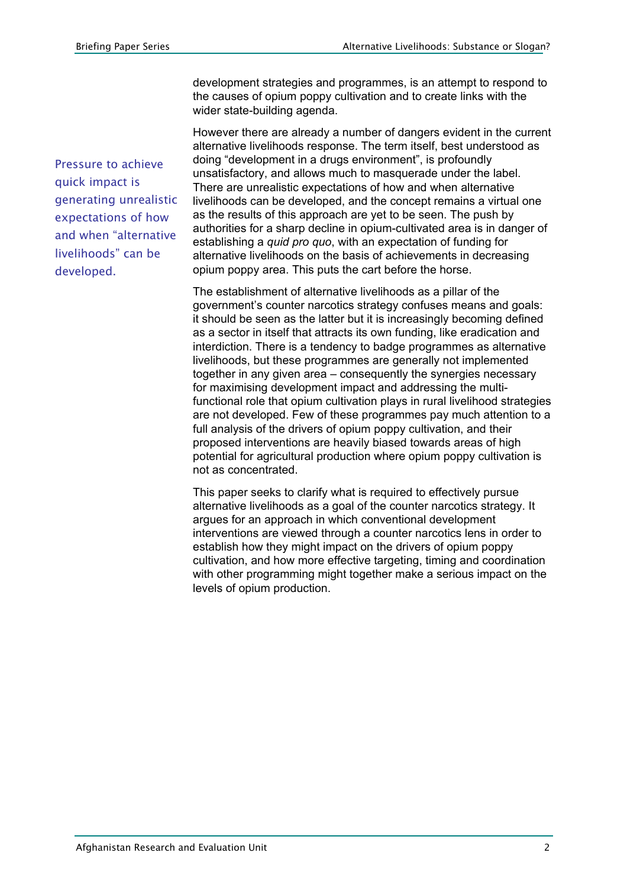development strategies and programmes, is an attempt to respond to the causes of opium poppy cultivation and to create links with the wider state-building agenda.

Pressure to achieve quick impact is generating unrealistic expectations of how and when "alternative livelihoods" can be developed.

However there are already a number of dangers evident in the current alternative livelihoods response. The term itself, best understood as doing "development in a drugs environment", is profoundly unsatisfactory, and allows much to masquerade under the label. There are unrealistic expectations of how and when alternative livelihoods can be developed, and the concept remains a virtual one as the results of this approach are yet to be seen. The push by authorities for a sharp decline in opium-cultivated area is in danger of establishing a *quid pro quo*, with an expectation of funding for alternative livelihoods on the basis of achievements in decreasing opium poppy area. This puts the cart before the horse.

The establishment of alternative livelihoods as a pillar of the government's counter narcotics strategy confuses means and goals: it should be seen as the latter but it is increasingly becoming defined as a sector in itself that attracts its own funding, like eradication and interdiction. There is a tendency to badge programmes as alternative livelihoods, but these programmes are generally not implemented together in any given area – consequently the synergies necessary for maximising development impact and addressing the multi-functional role that opium cultivation plays in rural livelihood strategies are not developed. Few of these programmes pay much attention to a full analysis of the drivers of opium poppy cultivation, and their proposed interventions are heavily biased towards areas of high potential for agricultural production where opium poppy cultivation is not as concentrated.

This paper seeks to clarify what is required to effectively pursue alternative livelihoods as a goal of the counter narcotics strategy. It argues for an approach in which conventional development interventions are viewed through a counter narcotics lens in order to establish how they might impact on the drivers of opium poppy cultivation, and how more effective targeting, timing and coordination with other programming might together make a serious impact on the levels of opium production.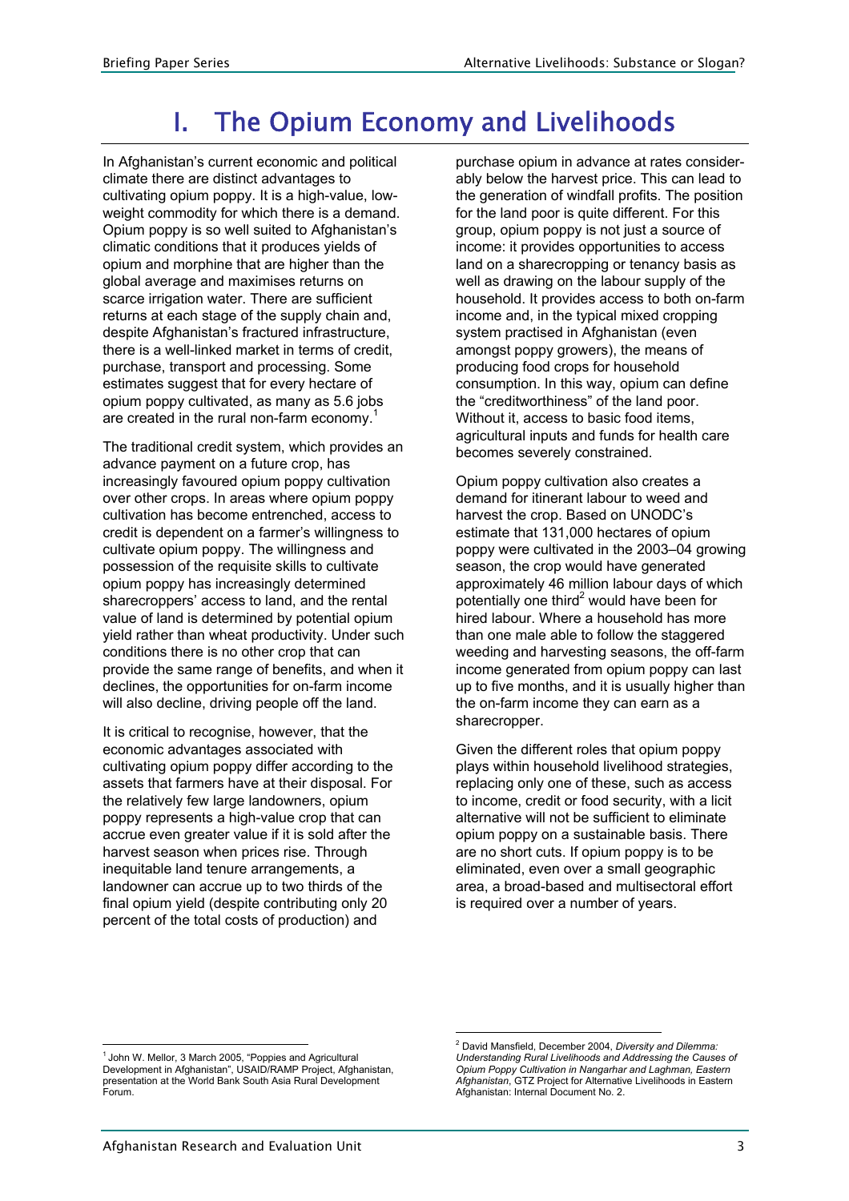# I. The Opium Economy and Livelihoods

In Afghanistan's current economic and political climate there are distinct advantages to cultivating opium poppy. It is a high-value, low-weight commodity for which there is a demand. Opium poppy is so well suited to Afghanistan's climatic conditions that it produces yields of opium and morphine that are higher than the global average and maximises returns on scarce irrigation water. There are sufficient returns at each stage of the supply chain and, despite Afghanistan's fractured infrastructure, there is a well-linked market in terms of credit, purchase, transport and processing. Some estimates suggest that for every hectare of opium poppy cultivated, as many as 5.6 jobs are created in the rural non-farm economy.[1]

The traditional credit system, which provides an advance payment on a future crop, has increasingly favoured opium poppy cultivation over other crops. In areas where opium poppy cultivation has become entrenched, access to credit is dependent on a farmer's willingness to cultivate opium poppy. The willingness and possession of the requisite skills to cultivate opium poppy has increasingly determined sharecroppers' access to land, and the rental value of land is determined by potential opium yield rather than wheat productivity. Under such conditions there is no other crop that can provide the same range of benefits, and when it declines, the opportunities for on-farm income will also decline, driving people off the land.

It is critical to recognise, however, that the economic advantages associated with cultivating opium poppy differ according to the assets that farmers have at their disposal. For the relatively few large landowners, opium poppy represents a high-value crop that can accrue even greater value if it is sold after the harvest season when prices rise. Through inequitable land tenure arrangements, a landowner can accrue up to two thirds of the final opium yield (despite contributing only 20 percent of the total costs of production) and purchase opium in advance at rates considerably below the harvest price. This can lead to the generation of windfall profits. The position for the land poor is quite different. For this group, opium poppy is not just a source of income: it provides opportunities to access land on a sharecropping or tenancy basis as well as drawing on the labour supply of the household. It provides access to both on-farm income and, in the typical mixed cropping system practised in Afghanistan (even amongst poppy growers), the means of producing food crops for household consumption. In this way, opium can define the "creditworthiness" of the land poor. Without it, access to basic food items, agricultural inputs and funds for health care becomes severely constrained.

Opium poppy cultivation also creates a demand for itinerant labour to weed and harvest the crop. Based on UNODC's estimate that 131,000 hectares of opium poppy were cultivated in the 2003–04 growing season, the crop would have generated approximately 46 million labour days of which potentially one third[2] would have been for hired labour. Where a household has more than one male able to follow the staggered weeding and harvesting seasons, the off-farm income generated from opium poppy can last up to five months, and it is usually higher than the on-farm income they can earn as a sharecropper.

Given the different roles that opium poppy plays within household livelihood strategies, replacing only one of these, such as access to income, credit or food security, with a licit alternative will not be sufficient to eliminate opium poppy on a sustainable basis. There are no short cuts. If opium poppy is to be eliminated, even over a small geographic area, a broad-based and multisectoral effort is required over a number of years.

---

[1] John W. Mellor, 3 March 2005, "Poppies and Agricultural Development in Afghanistan", USAID/RAMP Project, Afghanistan, presentation at the World Bank South Asia Rural Development Forum.

[2] David Mansfield, December 2004, *Diversity and Dilemma: Understanding Rural Livelihoods and Addressing the Causes of Opium Poppy Cultivation in Nangarhar and Laghman, Eastern Afghanistan*, GTZ Project for Alternative Livelihoods in Eastern Afghanistan: Internal Document No. 2.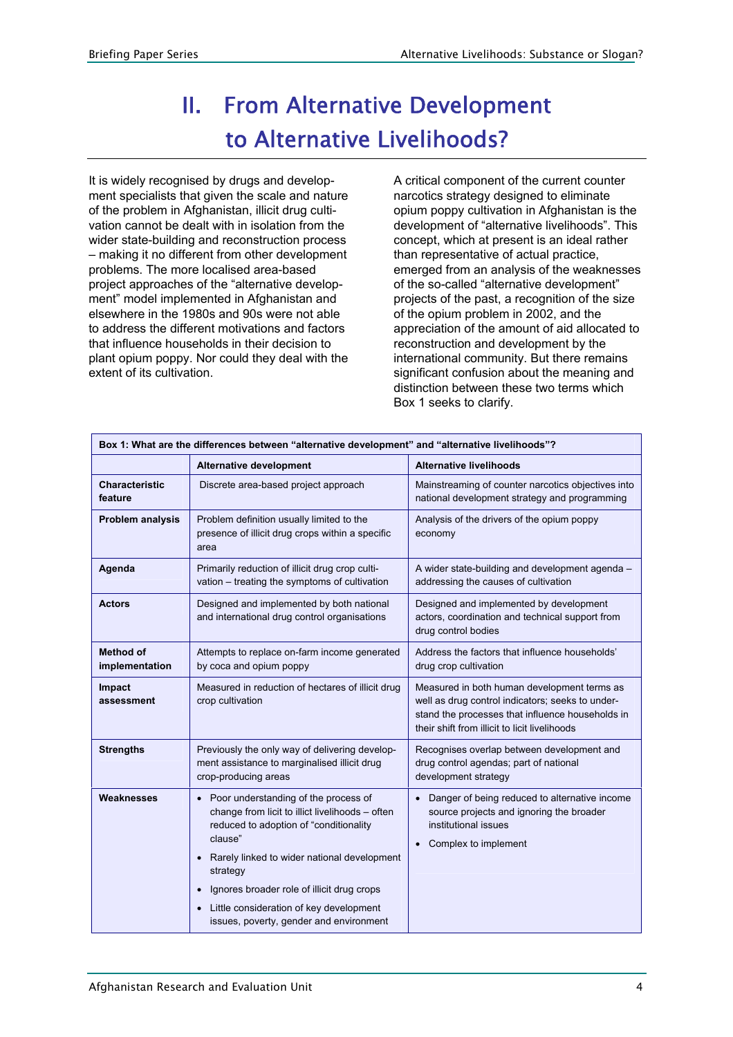# II. From Alternative Development to Alternative Livelihoods?

It is widely recognised by drugs and development specialists that given the scale and nature of the problem in Afghanistan, illicit drug cultivation cannot be dealt with in isolation from the wider state-building and reconstruction process – making it no different from other development problems. The more localised area-based project approaches of the "alternative development" model implemented in Afghanistan and elsewhere in the 1980s and 90s were not able to address the different motivations and factors that influence households in their decision to plant opium poppy. Nor could they deal with the extent of its cultivation.

A critical component of the current counter narcotics strategy designed to eliminate opium poppy cultivation in Afghanistan is the development of "alternative livelihoods". This concept, which at present is an ideal rather than representative of actual practice, emerged from an analysis of the weaknesses of the so-called "alternative development" projects of the past, a recognition of the size of the opium problem in 2002, and the appreciation of the amount of aid allocated to reconstruction and development by the international community. But there remains significant confusion about the meaning and distinction between these two terms which Box 1 seeks to clarify.

**Box 1: What are the differences between "alternative development" and "alternative livelihoods"?**

| | Alternative development | Alternative livelihoods |
|---|---|---|
| **Characteristic feature** | Discrete area-based project approach | Mainstreaming of counter narcotics objectives into national development strategy and programming |
| **Problem analysis** | Problem definition usually limited to the presence of illicit drug crops within a specific area | Analysis of the drivers of the opium poppy economy |
| **Agenda** | Primarily reduction of illicit drug crop cultivation – treating the symptoms of cultivation | A wider state-building and development agenda – addressing the causes of cultivation |
| **Actors** | Designed and implemented by both national and international drug control organisations | Designed and implemented by development actors, coordination and technical support from drug control bodies |
| **Method of implementation** | Attempts to replace on-farm income generated by coca and opium poppy | Address the factors that influence households' drug crop cultivation |
| **Impact assessment** | Measured in reduction of hectares of illicit drug crop cultivation | Measured in both human development terms as well as drug control indicators; seeks to understand the processes that influence households in their shift from illicit to licit livelihoods |
| **Strengths** | Previously the only way of delivering development assistance to marginalised illicit drug crop-producing areas | Recognises overlap between development and drug control agendas; part of national development strategy |
| **Weaknesses** | • Poor understanding of the process of change from licit to illicit livelihoods – often reduced to adoption of "conditionality clause"<br>• Rarely linked to wider national development strategy<br>• Ignores broader role of illicit drug crops<br>• Little consideration of key development issues, poverty, gender and environment | • Danger of being reduced to alternative income source projects and ignoring the broader institutional issues<br>• Complex to implement |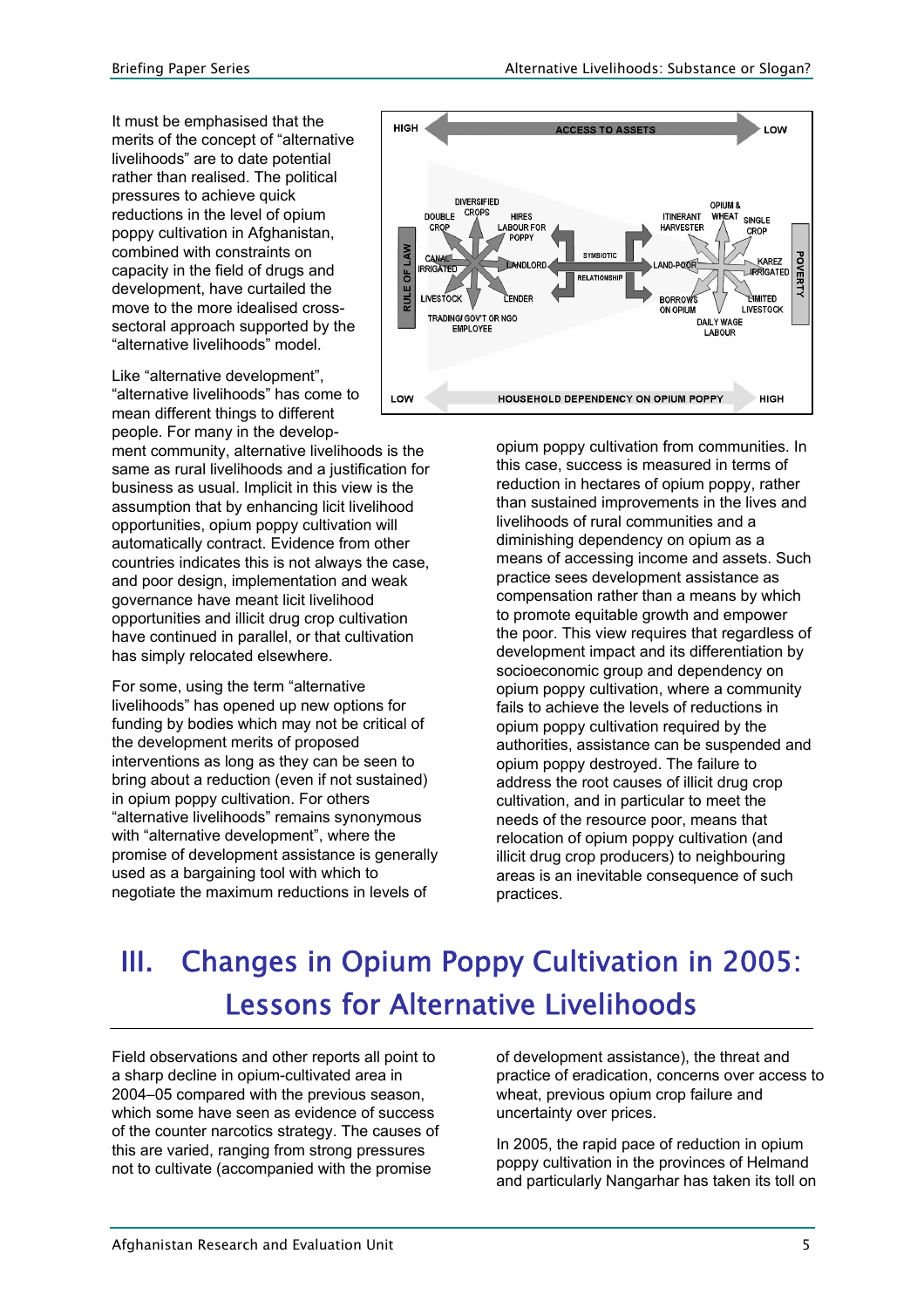It must be emphasised that the merits of the concept of "alternative livelihoods" are to date potential rather than realised. The political pressures to achieve quick reductions in the level of opium poppy cultivation in Afghanistan, combined with constraints on capacity in the field of drugs and development, have curtailed the move to the more idealised cross-sectoral approach supported by the "alternative livelihoods" model.

Like "alternative development", "alternative livelihoods" has come to mean different things to different people. For many in the development community, alternative livelihoods is the same as rural livelihoods and a justification for business as usual. Implicit in this view is the assumption that by enhancing licit livelihood opportunities, opium poppy cultivation will automatically contract. Evidence from other countries indicates this is not always the case, and poor design, implementation and weak governance have meant licit livelihood opportunities and illicit drug crop cultivation have continued in parallel, or that cultivation has simply relocated elsewhere.

For some, using the term "alternative livelihoods" has opened up new options for funding by bodies which may not be critical of the development merits of proposed interventions as long as they can be seen to bring about a reduction (even if not sustained) in opium poppy cultivation. For others "alternative livelihoods" remains synonymous with "alternative development", where the promise of development assistance is generally used as a bargaining tool with which to negotiate the maximum reductions in levels of opium poppy cultivation from communities. In this case, success is measured in terms of reduction in hectares of opium poppy, rather than sustained improvements in the lives and livelihoods of rural communities and a diminishing dependency on opium as a means of accessing income and assets. Such practice sees development assistance as compensation rather than a means by which to promote equitable growth and empower the poor. This view requires that regardless of development impact and its differentiation by socioeconomic group and dependency on opium poppy cultivation, where a community fails to achieve the levels of reductions in opium poppy cultivation required by the authorities, assistance can be suspended and opium poppy destroyed. The failure to address the root causes of illicit drug crop cultivation, and in particular to meet the needs of the resource poor, means that relocation of opium poppy cultivation (and illicit drug crop producers) to neighbouring areas is an inevitable consequence of such practices.

# III. Changes in Opium Poppy Cultivation in 2005: Lessons for Alternative Livelihoods

Field observations and other reports all point to a sharp decline in opium-cultivated area in 2004–05 compared with the previous season, which some have seen as evidence of success of the counter narcotics strategy. The causes of this are varied, ranging from strong pressures not to cultivate (accompanied with the promise of development assistance), the threat and practice of eradication, concerns over access to wheat, previous opium crop failure and uncertainty over prices.

In 2005, the rapid pace of reduction in opium poppy cultivation in the provinces of Helmand and particularly Nangarhar has taken its toll on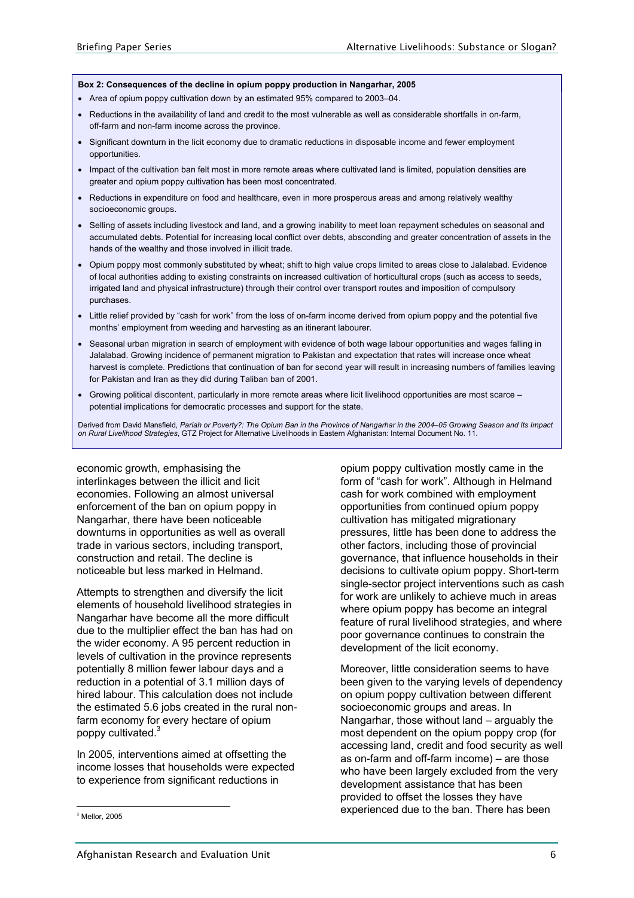**Box 2: Consequences of the decline in opium poppy production in Nangarhar, 2005**

- Area of opium poppy cultivation down by an estimated 95% compared to 2003–04.
- Reductions in the availability of land and credit to the most vulnerable as well as considerable shortfalls in on-farm, off-farm and non-farm income across the province.
- Significant downturn in the licit economy due to dramatic reductions in disposable income and fewer employment opportunities.
- Impact of the cultivation ban felt most in more remote areas where cultivated land is limited, population densities are greater and opium poppy cultivation has been most concentrated.
- Reductions in expenditure on food and healthcare, even in more prosperous areas and among relatively wealthy socioeconomic groups.
- Selling of assets including livestock and land, and a growing inability to meet loan repayment schedules on seasonal and accumulated debts. Potential for increasing local conflict over debts, absconding and greater concentration of assets in the hands of the wealthy and those involved in illicit trade.
- Opium poppy most commonly substituted by wheat; shift to high value crops limited to areas close to Jalalabad. Evidence of local authorities adding to existing constraints on increased cultivation of horticultural crops (such as access to seeds, irrigated land and physical infrastructure) through their control over transport routes and imposition of compulsory purchases.
- Little relief provided by "cash for work" from the loss of on-farm income derived from opium poppy and the potential five months' employment from weeding and harvesting as an itinerant labourer.
- Seasonal urban migration in search of employment with evidence of both wage labour opportunities and wages falling in Jalalabad. Growing incidence of permanent migration to Pakistan and expectation that rates will increase once wheat harvest is complete. Predictions that continuation of ban for second year will result in increasing numbers of families leaving for Pakistan and Iran as they did during Taliban ban of 2001.
- Growing political discontent, particularly in more remote areas where licit livelihood opportunities are most scarce – potential implications for democratic processes and support for the state.

Derived from David Mansfield, *Pariah or Poverty?: The Opium Ban in the Province of Nangarhar in the 2004–05 Growing Season and Its Impact on Rural Livelihood Strategies*, GTZ Project for Alternative Livelihoods in Eastern Afghanistan: Internal Document No. 11.

economic growth, emphasising the interlinkages between the illicit and licit economies. Following an almost universal enforcement of the ban on opium poppy in Nangarhar, there have been noticeable downturns in opportunities as well as overall trade in various sectors, including transport, construction and retail. The decline is noticeable but less marked in Helmand.

Attempts to strengthen and diversify the licit elements of household livelihood strategies in Nangarhar have become all the more difficult due to the multiplier effect the ban has had on the wider economy. A 95 percent reduction in levels of cultivation in the province represents potentially 8 million fewer labour days and a reduction in a potential of 3.1 million days of hired labour. This calculation does not include the estimated 5.6 jobs created in the rural non-farm economy for every hectare of opium poppy cultivated.[3]

In 2005, interventions aimed at offsetting the income losses that households were expected to experience from significant reductions in opium poppy cultivation mostly came in the form of "cash for work". Although in Helmand cash for work combined with employment opportunities from continued opium poppy cultivation has mitigated migrationary pressures, little has been done to address the other factors, including those of provincial governance, that influence households in their decisions to cultivate opium poppy. Short-term single-sector project interventions such as cash for work are unlikely to achieve much in areas where opium poppy has become an integral feature of rural livelihood strategies, and where poor governance continues to constrain the development of the licit economy.

Moreover, little consideration seems to have been given to the varying levels of dependency on opium poppy cultivation between different socioeconomic groups and areas. In Nangarhar, those without land – arguably the most dependent on the opium poppy crop (for accessing land, credit and food security as well as on-farm and off-farm income) – are those who have been largely excluded from the very development assistance that has been provided to offset the losses they have experienced due to the ban. There has been

[3] Mellor, 2005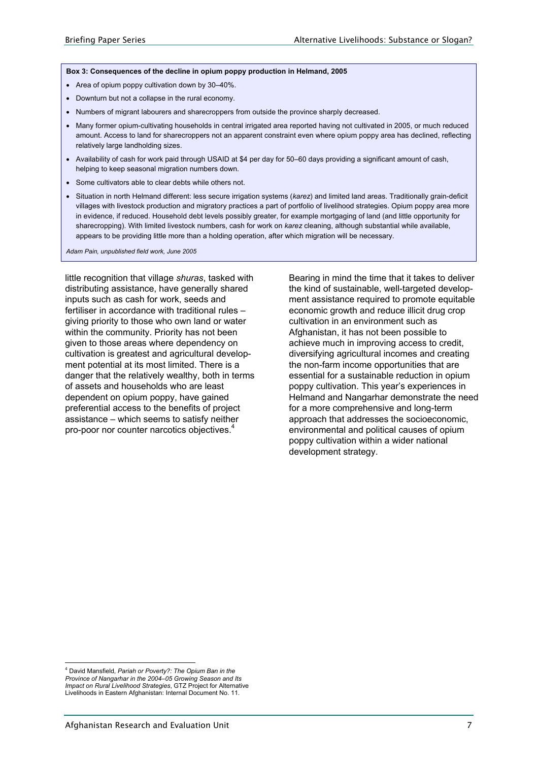**Box 3: Consequences of the decline in opium poppy production in Helmand, 2005**

- Area of opium poppy cultivation down by 30–40%.
- Downturn but not a collapse in the rural economy.
- Numbers of migrant labourers and sharecroppers from outside the province sharply decreased.
- Many former opium-cultivating households in central irrigated area reported having not cultivated in 2005, or much reduced amount. Access to land for sharecroppers not an apparent constraint even where opium poppy area has declined, reflecting relatively large landholding sizes.
- Availability of cash for work paid through USAID at $4 per day for 50–60 days providing a significant amount of cash, helping to keep seasonal migration numbers down.
- Some cultivators able to clear debts while others not.
- Situation in north Helmand different: less secure irrigation systems (*karez*) and limited land areas. Traditionally grain-deficit villages with livestock production and migratory practices a part of portfolio of livelihood strategies. Opium poppy area more in evidence, if reduced. Household debt levels possibly greater, for example mortgaging of land (and little opportunity for sharecropping). With limited livestock numbers, cash for work on *karez* cleaning, although substantial while available, appears to be providing little more than a holding operation, after which migration will be necessary.

*Adam Pain, unpublished field work, June 2005*

little recognition that village *shuras*, tasked with distributing assistance, have generally shared inputs such as cash for work, seeds and fertiliser in accordance with traditional rules – giving priority to those who own land or water within the community. Priority has not been given to those areas where dependency on cultivation is greatest and agricultural development potential at its most limited. There is a danger that the relatively wealthy, both in terms of assets and households who are least dependent on opium poppy, have gained preferential access to the benefits of project assistance – which seems to satisfy neither pro-poor nor counter narcotics objectives.[4]

Bearing in mind the time that it takes to deliver the kind of sustainable, well-targeted development assistance required to promote equitable economic growth and reduce illicit drug crop cultivation in an environment such as Afghanistan, it has not been possible to achieve much in improving access to credit, diversifying agricultural incomes and creating the non-farm income opportunities that are essential for a sustainable reduction in opium poppy cultivation. This year's experiences in Helmand and Nangarhar demonstrate the need for a more comprehensive and long-term approach that addresses the socioeconomic, environmental and political causes of opium poppy cultivation within a wider national development strategy.

[4] David Mansfield, *Pariah or Poverty?: The Opium Ban in the Province of Nangarhar in the 2004–05 Growing Season and Its Impact on Rural Livelihood Strategies*, GTZ Project for Alternative Livelihoods in Eastern Afghanistan: Internal Document No. 11.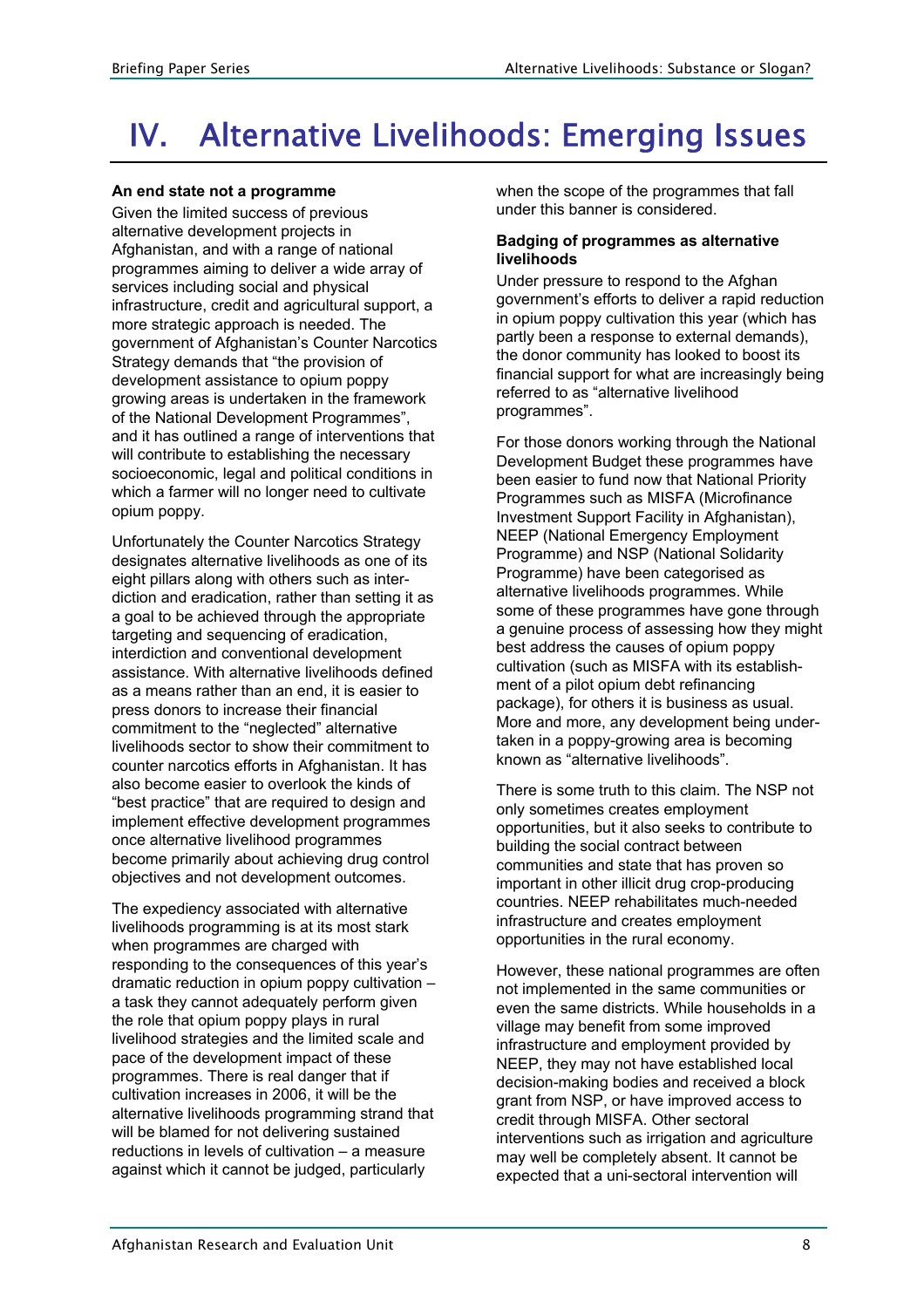# IV. Alternative Livelihoods: Emerging Issues

**An end state not a programme**

Given the limited success of previous alternative development projects in Afghanistan, and with a range of national programmes aiming to deliver a wide array of services including social and physical infrastructure, credit and agricultural support, a more strategic approach is needed. The government of Afghanistan's Counter Narcotics Strategy demands that "the provision of development assistance to opium poppy growing areas is undertaken in the framework of the National Development Programmes", and it has outlined a range of interventions that will contribute to establishing the necessary socioeconomic, legal and political conditions in which a farmer will no longer need to cultivate opium poppy.

Unfortunately the Counter Narcotics Strategy designates alternative livelihoods as one of its eight pillars along with others such as interdiction and eradication, rather than setting it as a goal to be achieved through the appropriate targeting and sequencing of eradication, interdiction and conventional development assistance. With alternative livelihoods defined as a means rather than an end, it is easier to press donors to increase their financial commitment to the "neglected" alternative livelihoods sector to show their commitment to counter narcotics efforts in Afghanistan. It has also become easier to overlook the kinds of "best practice" that are required to design and implement effective development programmes once alternative livelihood programmes become primarily about achieving drug control objectives and not development outcomes.

The expediency associated with alternative livelihoods programming is at its most stark when programmes are charged with responding to the consequences of this year's dramatic reduction in opium poppy cultivation – a task they cannot adequately perform given the role that opium poppy plays in rural livelihood strategies and the limited scale and pace of the development impact of these programmes. There is real danger that if cultivation increases in 2006, it will be the alternative livelihoods programming strand that will be blamed for not delivering sustained reductions in levels of cultivation – a measure against which it cannot be judged, particularly when the scope of the programmes that fall under this banner is considered.

**Badging of programmes as alternative livelihoods**

Under pressure to respond to the Afghan government's efforts to deliver a rapid reduction in opium poppy cultivation this year (which has partly been a response to external demands), the donor community has looked to boost its financial support for what are increasingly being referred to as "alternative livelihood programmes".

For those donors working through the National Development Budget these programmes have been easier to fund now that National Priority Programmes such as MISFA (Microfinance Investment Support Facility in Afghanistan), NEEP (National Emergency Employment Programme) and NSP (National Solidarity Programme) have been categorised as alternative livelihoods programmes. While some of these programmes have gone through a genuine process of assessing how they might best address the causes of opium poppy cultivation (such as MISFA with its establishment of a pilot opium debt refinancing package), for others it is business as usual. More and more, any development being undertaken in a poppy-growing area is becoming known as "alternative livelihoods".

There is some truth to this claim. The NSP not only sometimes creates employment opportunities, but it also seeks to contribute to building the social contract between communities and state that has proven so important in other illicit drug crop-producing countries. NEEP rehabilitates much-needed infrastructure and creates employment opportunities in the rural economy.

However, these national programmes are often not implemented in the same communities or even the same districts. While households in a village may benefit from some improved infrastructure and employment provided by NEEP, they may not have established local decision-making bodies and received a block grant from NSP, or have improved access to credit through MISFA. Other sectoral interventions such as irrigation and agriculture may well be completely absent. It cannot be expected that a uni-sectoral intervention will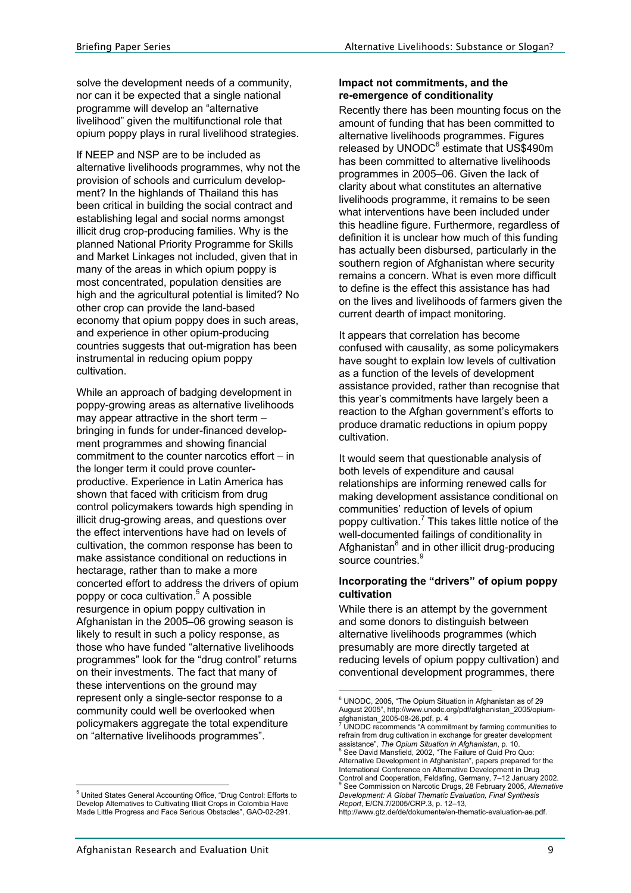solve the development needs of a community, nor can it be expected that a single national programme will develop an "alternative livelihood" given the multifunctional role that opium poppy plays in rural livelihood strategies.

If NEEP and NSP are to be included as alternative livelihoods programmes, why not the provision of schools and curriculum development? In the highlands of Thailand this has been critical in building the social contract and establishing legal and social norms amongst illicit drug crop-producing families. Why is the planned National Priority Programme for Skills and Market Linkages not included, given that in many of the areas in which opium poppy is most concentrated, population densities are high and the agricultural potential is limited? No other crop can provide the land-based economy that opium poppy does in such areas, and experience in other opium-producing countries suggests that out-migration has been instrumental in reducing opium poppy cultivation.

While an approach of badging development in poppy-growing areas as alternative livelihoods may appear attractive in the short term – bringing in funds for under-financed development programmes and showing financial commitment to the counter narcotics effort – in the longer term it could prove counter-productive. Experience in Latin America has shown that faced with criticism from drug control policymakers towards high spending in illicit drug-growing areas, and questions over the effect interventions have had on levels of cultivation, the common response has been to make assistance conditional on reductions in hectarage, rather than to make a more concerted effort to address the drivers of opium poppy or coca cultivation.[5] A possible resurgence in opium poppy cultivation in Afghanistan in the 2005–06 growing season is likely to result in such a policy response, as those who have funded "alternative livelihoods programmes" look for the "drug control" returns on their investments. The fact that many of these interventions on the ground may represent only a single-sector response to a community could well be overlooked when policymakers aggregate the total expenditure on "alternative livelihoods programmes".

### Impact not commitments, and the re-emergence of conditionality

Recently there has been mounting focus on the amount of funding that has been committed to alternative livelihoods programmes. Figures released by UNODC[6] estimate that US$490m has been committed to alternative livelihoods programmes in 2005–06. Given the lack of clarity about what constitutes an alternative livelihoods programme, it remains to be seen what interventions have been included under this headline figure. Furthermore, regardless of definition it is unclear how much of this funding has actually been disbursed, particularly in the southern region of Afghanistan where security remains a concern. What is even more difficult to define is the effect this assistance has had on the lives and livelihoods of farmers given the current dearth of impact monitoring.

It appears that correlation has become confused with causality, as some policymakers have sought to explain low levels of cultivation as a function of the levels of development assistance provided, rather than recognise that this year's commitments have largely been a reaction to the Afghan government's efforts to produce dramatic reductions in opium poppy cultivation.

It would seem that questionable analysis of both levels of expenditure and causal relationships are informing renewed calls for making development assistance conditional on communities' reduction of levels of opium poppy cultivation.[7] This takes little notice of the well-documented failings of conditionality in Afghanistan[8] and in other illicit drug-producing source countries.[9]

### Incorporating the "drivers" of opium poppy cultivation

While there is an attempt by the government and some donors to distinguish between alternative livelihoods programmes (which presumably are more directly targeted at reducing levels of opium poppy cultivation) and conventional development programmes, there

---

[5] United States General Accounting Office, "Drug Control: Efforts to Develop Alternatives to Cultivating Illicit Crops in Colombia Have Made Little Progress and Face Serious Obstacles", GAO-02-291.

[6] UNODC, 2005, "The Opium Situation in Afghanistan as of 29 August 2005", http://www.unodc.org/pdf/afghanistan_2005/opium-afghanistan_2005-08-26.pdf, p. 4

[7] UNODC recommends "A commitment by farming communities to refrain from drug cultivation in exchange for greater development assistance", *The Opium Situation in Afghanistan*, p. 10.

[8] See David Mansfield, 2002, "The Failure of Quid Pro Quo: Alternative Development in Afghanistan", papers prepared for the International Conference on Alternative Development in Drug Control and Cooperation, Feldafing, Germany, 7–12 January 2002.

[9] See Commission on Narcotic Drugs, 28 February 2005, *Alternative Development: A Global Thematic Evaluation, Final Synthesis Report*, E/CN.7/2005/CRP.3, p. 12–13, http://www.gtz.de/de/dokumente/en-thematic-evaluation-ae.pdf.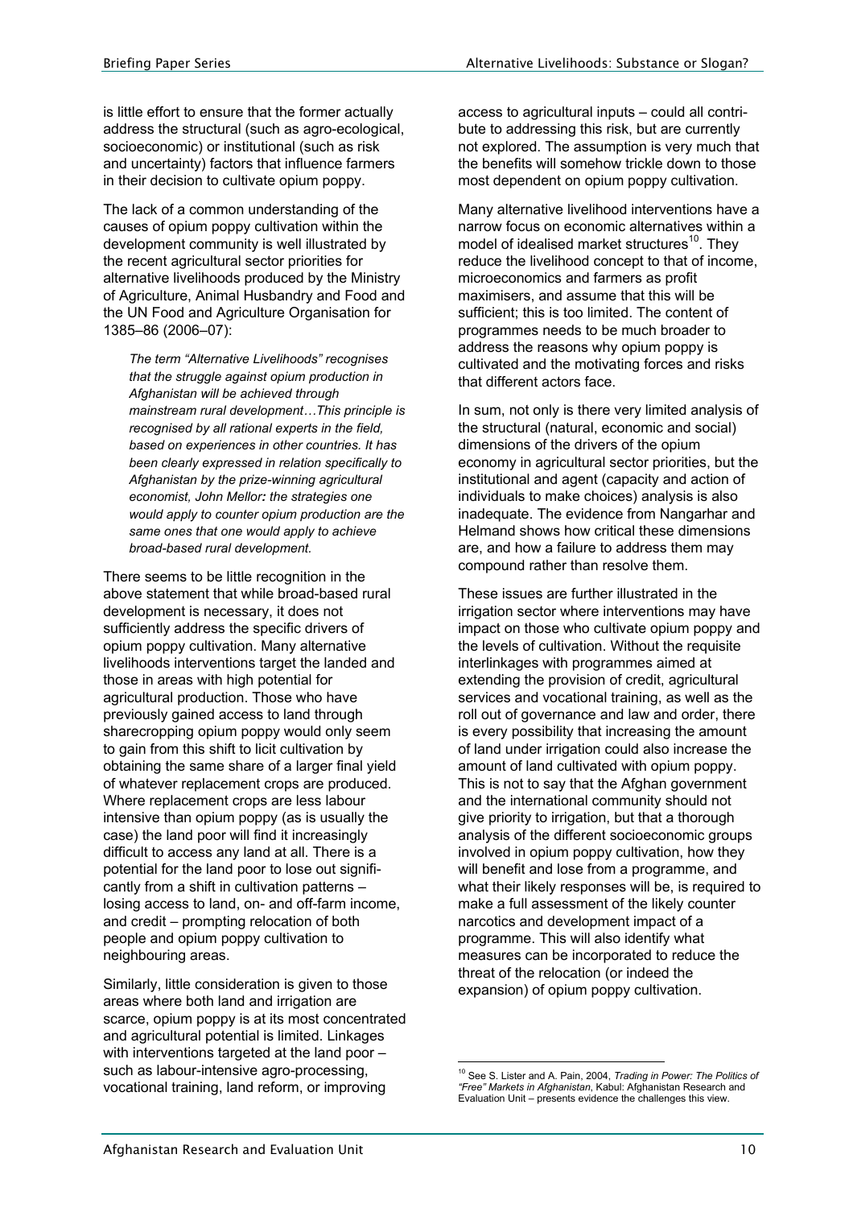is little effort to ensure that the former actually address the structural (such as agro-ecological, socioeconomic) or institutional (such as risk and uncertainty) factors that influence farmers in their decision to cultivate opium poppy.

The lack of a common understanding of the causes of opium poppy cultivation within the development community is well illustrated by the recent agricultural sector priorities for alternative livelihoods produced by the Ministry of Agriculture, Animal Husbandry and Food and the UN Food and Agriculture Organisation for 1385–86 (2006–07):

> *The term "Alternative Livelihoods" recognises that the struggle against opium production in Afghanistan will be achieved through mainstream rural development…This principle is recognised by all rational experts in the field, based on experiences in other countries. It has been clearly expressed in relation specifically to Afghanistan by the prize-winning agricultural economist, John Mellor: the strategies one would apply to counter opium production are the same ones that one would apply to achieve broad-based rural development.*

There seems to be little recognition in the above statement that while broad-based rural development is necessary, it does not sufficiently address the specific drivers of opium poppy cultivation. Many alternative livelihoods interventions target the landed and those in areas with high potential for agricultural production. Those who have previously gained access to land through sharecropping opium poppy would only seem to gain from this shift to licit cultivation by obtaining the same share of a larger final yield of whatever replacement crops are produced. Where replacement crops are less labour intensive than opium poppy (as is usually the case) the land poor will find it increasingly difficult to access any land at all. There is a potential for the land poor to lose out significantly from a shift in cultivation patterns – losing access to land, on- and off-farm income, and credit – prompting relocation of both people and opium poppy cultivation to neighbouring areas.

Similarly, little consideration is given to those areas where both land and irrigation are scarce, opium poppy is at its most concentrated and agricultural potential is limited. Linkages with interventions targeted at the land poor – such as labour-intensive agro-processing, vocational training, land reform, or improving access to agricultural inputs – could all contribute to addressing this risk, but are currently not explored. The assumption is very much that the benefits will somehow trickle down to those most dependent on opium poppy cultivation.

Many alternative livelihood interventions have a narrow focus on economic alternatives within a model of idealised market structures[10]. They reduce the livelihood concept to that of income, microeconomics and farmers as profit maximisers, and assume that this will be sufficient; this is too limited. The content of programmes needs to be much broader to address the reasons why opium poppy is cultivated and the motivating forces and risks that different actors face.

In sum, not only is there very limited analysis of the structural (natural, economic and social) dimensions of the drivers of the opium economy in agricultural sector priorities, but the institutional and agent (capacity and action of individuals to make choices) analysis is also inadequate. The evidence from Nangarhar and Helmand shows how critical these dimensions are, and how a failure to address them may compound rather than resolve them.

These issues are further illustrated in the irrigation sector where interventions may have impact on those who cultivate opium poppy and the levels of cultivation. Without the requisite interlinkages with programmes aimed at extending the provision of credit, agricultural services and vocational training, as well as the roll out of governance and law and order, there is every possibility that increasing the amount of land under irrigation could also increase the amount of land cultivated with opium poppy. This is not to say that the Afghan government and the international community should not give priority to irrigation, but that a thorough analysis of the different socioeconomic groups involved in opium poppy cultivation, how they will benefit and lose from a programme, and what their likely responses will be, is required to make a full assessment of the likely counter narcotics and development impact of a programme. This will also identify what measures can be incorporated to reduce the threat of the relocation (or indeed the expansion) of opium poppy cultivation.

---

[10] See S. Lister and A. Pain, 2004, *Trading in Power: The Politics of "Free" Markets in Afghanistan*, Kabul: Afghanistan Research and Evaluation Unit – presents evidence the challenges this view.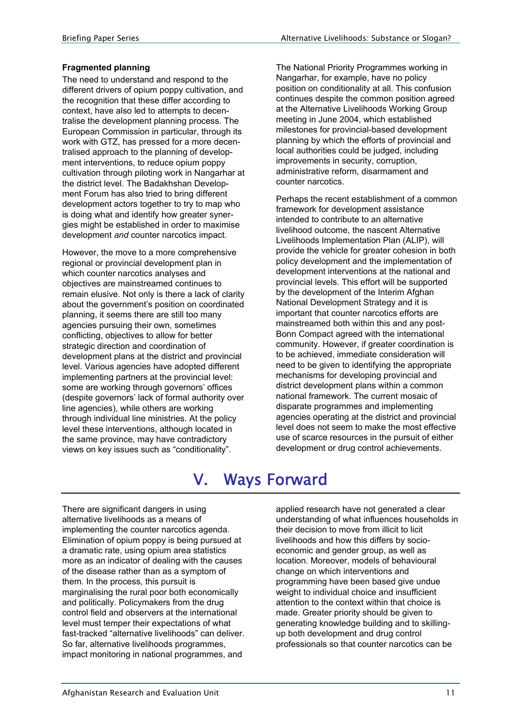### Fragmented planning

The need to understand and respond to the different drivers of opium poppy cultivation, and the recognition that these differ according to context, have also led to attempts to decentralise the development planning process. The European Commission in particular, through its work with GTZ, has pressed for a more decentralised approach to the planning of development interventions, to reduce opium poppy cultivation through piloting work in Nangarhar at the district level. The Badakhshan Development Forum has also tried to bring different development actors together to try to map who is doing what and identify how greater synergies might be established in order to maximise development *and* counter narcotics impact.

However, the move to a more comprehensive regional or provincial development plan in which counter narcotics analyses and objectives are mainstreamed continues to remain elusive. Not only is there a lack of clarity about the government's position on coordinated planning, it seems there are still too many agencies pursuing their own, sometimes conflicting, objectives to allow for better strategic direction and coordination of development plans at the district and provincial level. Various agencies have adopted different implementing partners at the provincial level: some are working through governors' offices (despite governors' lack of formal authority over line agencies), while others are working through individual line ministries. At the policy level these interventions, although located in the same province, may have contradictory views on key issues such as "conditionality". The National Priority Programmes working in Nangarhar, for example, have no policy position on conditionality at all. This confusion continues despite the common position agreed at the Alternative Livelihoods Working Group meeting in June 2004, which established milestones for provincial-based development planning by which the efforts of provincial and local authorities could be judged, including improvements in security, corruption, administrative reform, disarmament and counter narcotics.

Perhaps the recent establishment of a common framework for development assistance intended to contribute to an alternative livelihood outcome, the nascent Alternative Livelihoods Implementation Plan (ALIP), will provide the vehicle for greater cohesion in both policy development and the implementation of development interventions at the national and provincial levels. This effort will be supported by the development of the Interim Afghan National Development Strategy and it is important that counter narcotics efforts are mainstreamed both within this and any post-Bonn Compact agreed with the international community. However, if greater coordination is to be achieved, immediate consideration will need to be given to identifying the appropriate mechanisms for developing provincial and district development plans within a common national framework. The current mosaic of disparate programmes and implementing agencies operating at the district and provincial level does not seem to make the most effective use of scarce resources in the pursuit of either development or drug control achievements.

# V. Ways Forward

There are significant dangers in using alternative livelihoods as a means of implementing the counter narcotics agenda. Elimination of opium poppy is being pursued at a dramatic rate, using opium area statistics more as an indicator of dealing with the causes of the disease rather than as a symptom of them. In the process, this pursuit is marginalising the rural poor both economically and politically. Policymakers from the drug control field and observers at the international level must temper their expectations of what fast-tracked "alternative livelihoods" can deliver. So far, alternative livelihoods programmes, impact monitoring in national programmes, and applied research have not generated a clear understanding of what influences households in their decision to move from illicit to licit livelihoods and how this differs by socio-economic and gender group, as well as location. Moreover, models of behavioural change on which interventions and programming have been based give undue weight to individual choice and insufficient attention to the context within that choice is made. Greater priority should be given to generating knowledge building and to skilling-up both development and drug control professionals so that counter narcotics can be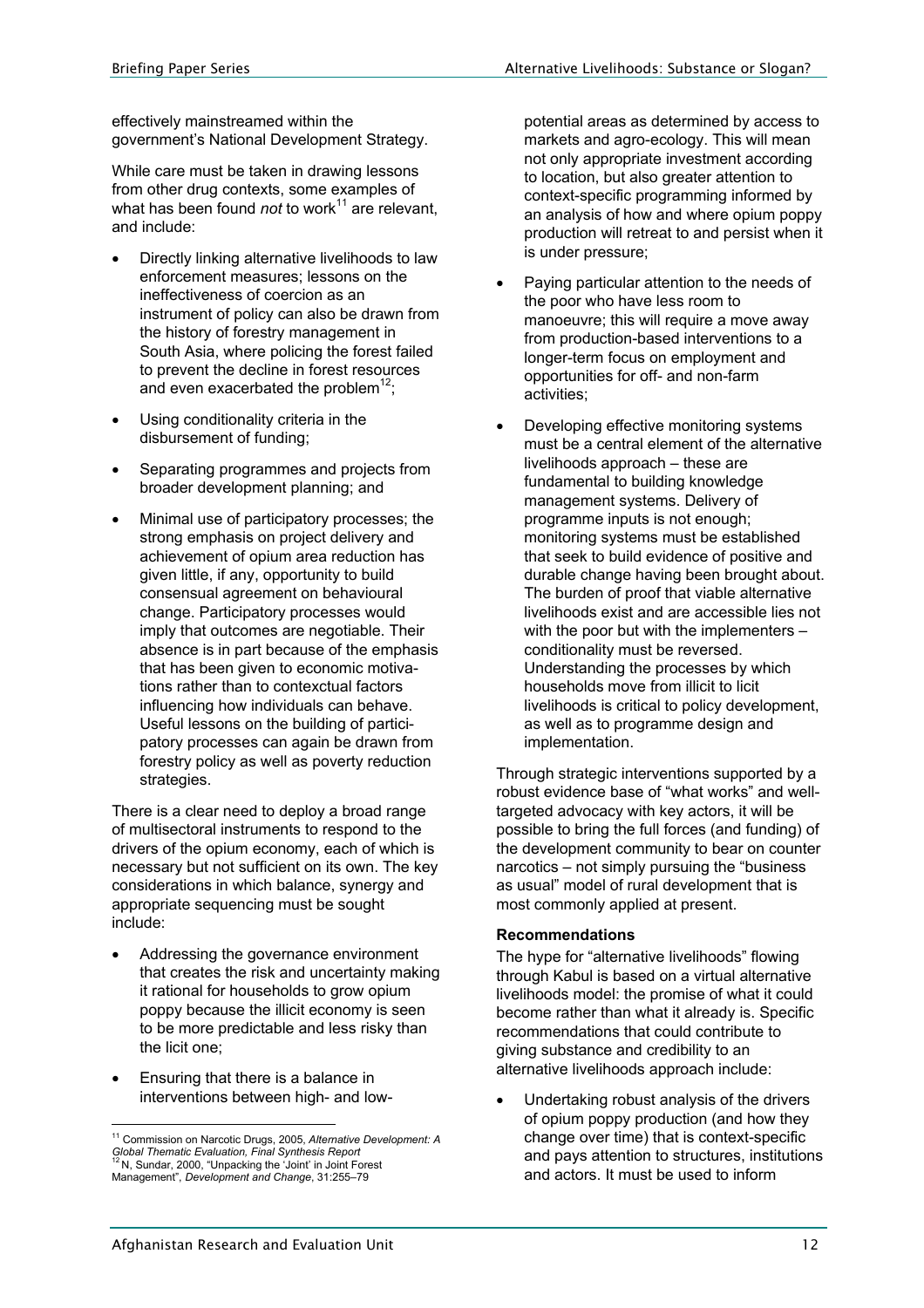effectively mainstreamed within the government's National Development Strategy.

While care must be taken in drawing lessons from other drug contexts, some examples of what has been found *not* to work[11] are relevant, and include:

- Directly linking alternative livelihoods to law enforcement measures; lessons on the ineffectiveness of coercion as an instrument of policy can also be drawn from the history of forestry management in South Asia, where policing the forest failed to prevent the decline in forest resources and even exacerbated the problem[12];
- Using conditionality criteria in the disbursement of funding;
- Separating programmes and projects from broader development planning; and
- Minimal use of participatory processes; the strong emphasis on project delivery and achievement of opium area reduction has given little, if any, opportunity to build consensual agreement on behavioural change. Participatory processes would imply that outcomes are negotiable. Their absence is in part because of the emphasis that has been given to economic motivations rather than to contextual factors influencing how individuals can behave. Useful lessons on the building of participatory processes can again be drawn from forestry policy as well as poverty reduction strategies.

There is a clear need to deploy a broad range of multisectoral instruments to respond to the drivers of the opium economy, each of which is necessary but not sufficient on its own. The key considerations in which balance, synergy and appropriate sequencing must be sought include:

- Addressing the governance environment that creates the risk and uncertainty making it rational for households to grow opium poppy because the illicit economy is seen to be more predictable and less risky than the licit one;
- Ensuring that there is a balance in interventions between high- and low-potential areas as determined by access to markets and agro-ecology. This will mean not only appropriate investment according to location, but also greater attention to context-specific programming informed by an analysis of how and where opium poppy production will retreat to and persist when it is under pressure;
- Paying particular attention to the needs of the poor who have less room to manoeuvre; this will require a move away from production-based interventions to a longer-term focus on employment and opportunities for off- and non-farm activities;
- Developing effective monitoring systems must be a central element of the alternative livelihoods approach – these are fundamental to building knowledge management systems. Delivery of programme inputs is not enough; monitoring systems must be established that seek to build evidence of positive and durable change having been brought about. The burden of proof that viable alternative livelihoods exist and are accessible lies not with the poor but with the implementers – conditionality must be reversed. Understanding the processes by which households move from illicit to licit livelihoods is critical to policy development, as well as to programme design and implementation.

Through strategic interventions supported by a robust evidence base of "what works" and well-targeted advocacy with key actors, it will be possible to bring the full forces (and funding) of the development community to bear on counter narcotics – not simply pursuing the "business as usual" model of rural development that is most commonly applied at present.

**Recommendations**

The hype for "alternative livelihoods" flowing through Kabul is based on a virtual alternative livelihoods model: the promise of what it could become rather than what it already is. Specific recommendations that could contribute to giving substance and credibility to an alternative livelihoods approach include:

- Undertaking robust analysis of the drivers of opium poppy production (and how they change over time) that is context-specific and pays attention to structures, institutions and actors. It must be used to inform

---

[11] Commission on Narcotic Drugs, 2005, *Alternative Development: A Global Thematic Evaluation, Final Synthesis Report*

[12] N, Sundar, 2000, "Unpacking the 'Joint' in Joint Forest Management", *Development and Change*, 31:255–79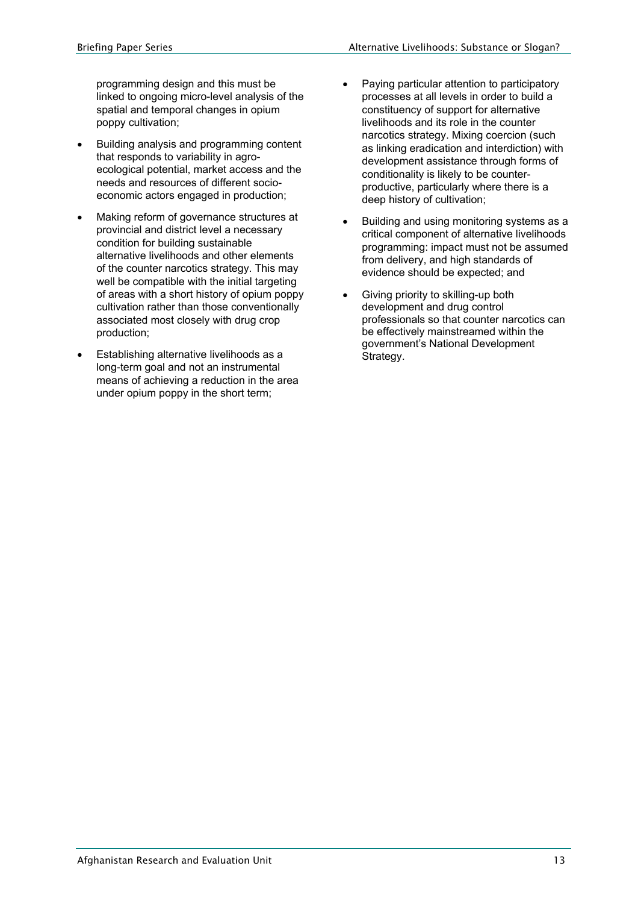programming design and this must be linked to ongoing micro-level analysis of the spatial and temporal changes in opium poppy cultivation;

- Building analysis and programming content that responds to variability in agro-ecological potential, market access and the needs and resources of different socio-economic actors engaged in production;
- Making reform of governance structures at provincial and district level a necessary condition for building sustainable alternative livelihoods and other elements of the counter narcotics strategy. This may well be compatible with the initial targeting of areas with a short history of opium poppy cultivation rather than those conventionally associated most closely with drug crop production;
- Establishing alternative livelihoods as a long-term goal and not an instrumental means of achieving a reduction in the area under opium poppy in the short term;
- Paying particular attention to participatory processes at all levels in order to build a constituency of support for alternative livelihoods and its role in the counter narcotics strategy. Mixing coercion (such as linking eradication and interdiction) with development assistance through forms of conditionality is likely to be counter-productive, particularly where there is a deep history of cultivation;
- Building and using monitoring systems as a critical component of alternative livelihoods programming: impact must not be assumed from delivery, and high standards of evidence should be expected; and
- Giving priority to skilling-up both development and drug control professionals so that counter narcotics can be effectively mainstreamed within the government's National Development Strategy.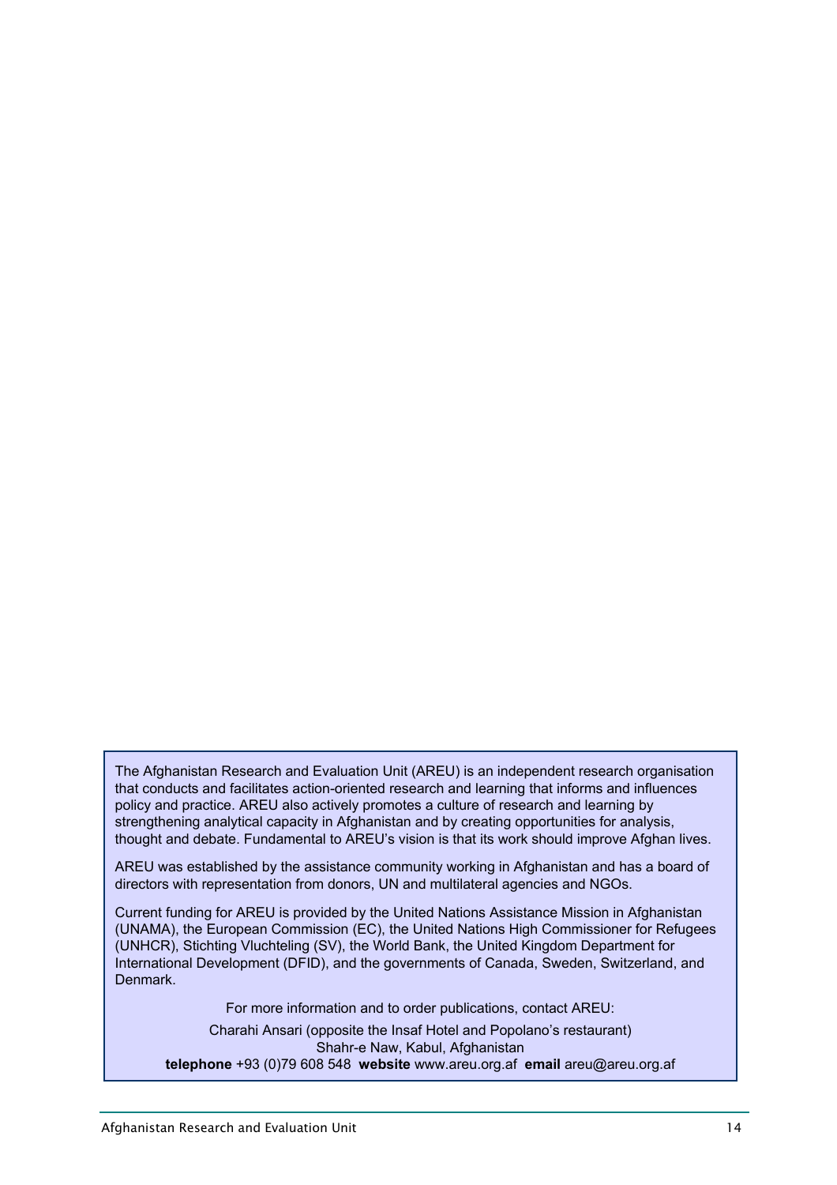The Afghanistan Research and Evaluation Unit (AREU) is an independent research organisation that conducts and facilitates action-oriented research and learning that informs and influences policy and practice. AREU also actively promotes a culture of research and learning by strengthening analytical capacity in Afghanistan and by creating opportunities for analysis, thought and debate. Fundamental to AREU's vision is that its work should improve Afghan lives.

AREU was established by the assistance community working in Afghanistan and has a board of directors with representation from donors, UN and multilateral agencies and NGOs.

Current funding for AREU is provided by the United Nations Assistance Mission in Afghanistan (UNAMA), the European Commission (EC), the United Nations High Commissioner for Refugees (UNHCR), Stichting Vluchteling (SV), the World Bank, the United Kingdom Department for International Development (DFID), and the governments of Canada, Sweden, Switzerland, and Denmark.

For more information and to order publications, contact AREU:

Charahi Ansari (opposite the Insaf Hotel and Popolano's restaurant)
Shahr-e Naw, Kabul, Afghanistan
**telephone** +93 (0)79 608 548 **website** www.areu.org.af **email** areu@areu.org.af